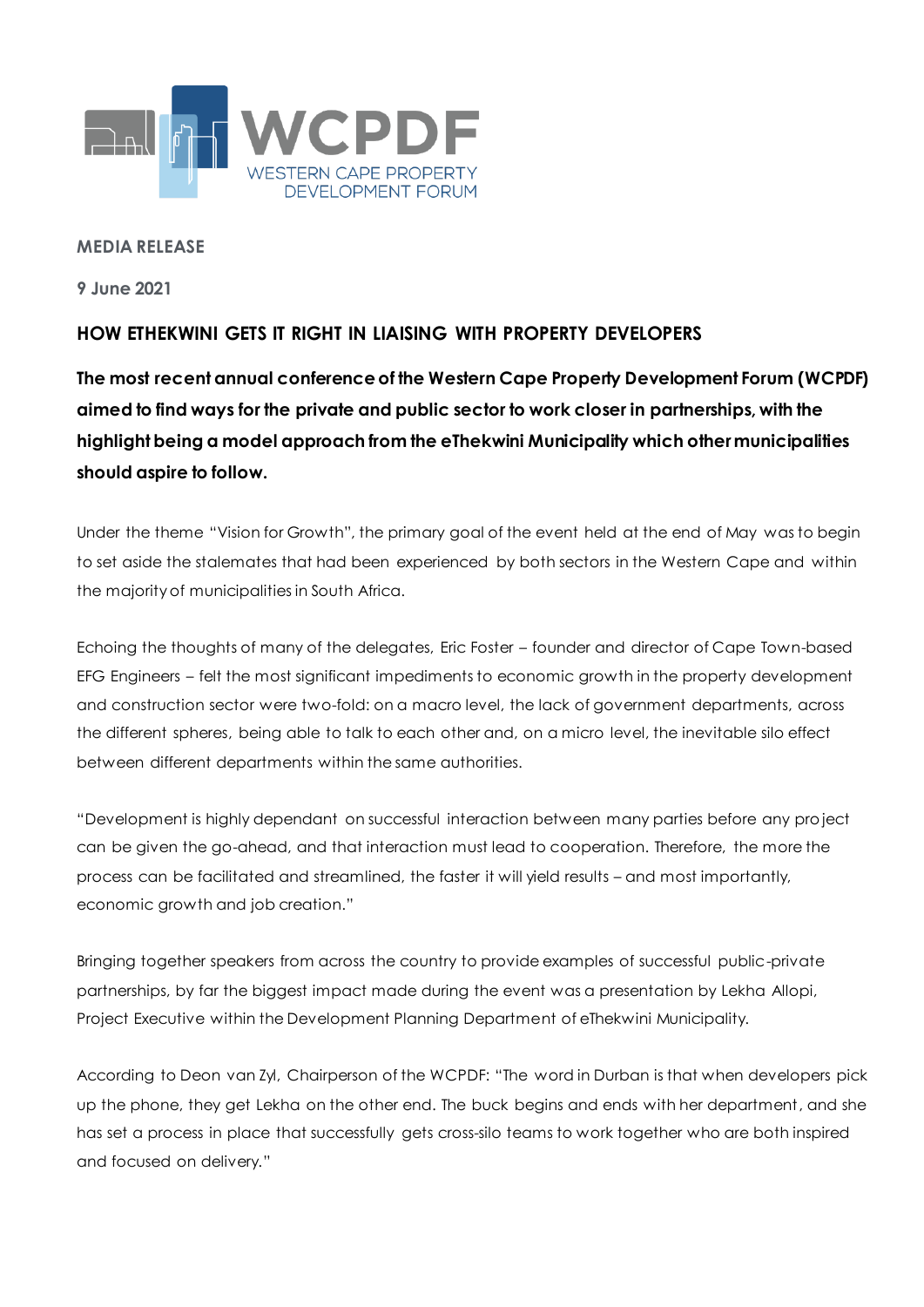WCPDF

WESTERN CAPE PROPERTY DEVELOPMENT FORUM

**MEDIA RELEASE**

**9 June 2021**

## HOW ETHEKWINI GETS IT RIGHT IN LIAISING WITH PROPERTY DEVELOPERS

**The most recent annual conference of the Western Cape Property Development Forum (WCPDF) aimed to find ways for the private and public sector to work closer in partnerships, with the highlight being a model approach from the eThekwini Municipality which other municipalities should aspire to follow.**

Under the theme "Vision for Growth", the primary goal of the event held at the end of May was to begin to set aside the stalemates that had been experienced by both sectors in the Western Cape and within the majority of municipalities in South Africa.

Echoing the thoughts of many of the delegates, Eric Foster – founder and director of Cape Town-based EFG Engineers – felt the most significant impediments to economic growth in the property development and construction sector were two-fold: on a macro level, the lack of government departments, across the different spheres, being able to talk to each other and, on a micro level, the inevitable silo effect between different departments within the same authorities.

"Development is highly dependant on successful interaction between many parties before any project can be given the go-ahead, and that interaction must lead to cooperation. Therefore, the more the process can be facilitated and streamlined, the faster it will yield results – and most importantly, economic growth and job creation."

Bringing together speakers from across the country to provide examples of successful public-private partnerships, by far the biggest impact made during the event was a presentation by Lekha Allopi, Project Executive within the Development Planning Department of eThekwini Municipality.

According to Deon van Zyl, Chairperson of the WCPDF: "The word in Durban is that when developers pick up the phone, they get Lekha on the other end. The buck begins and ends with her department, and she has set a process in place that successfully gets cross-silo teams to work together who are both inspired and focused on delivery."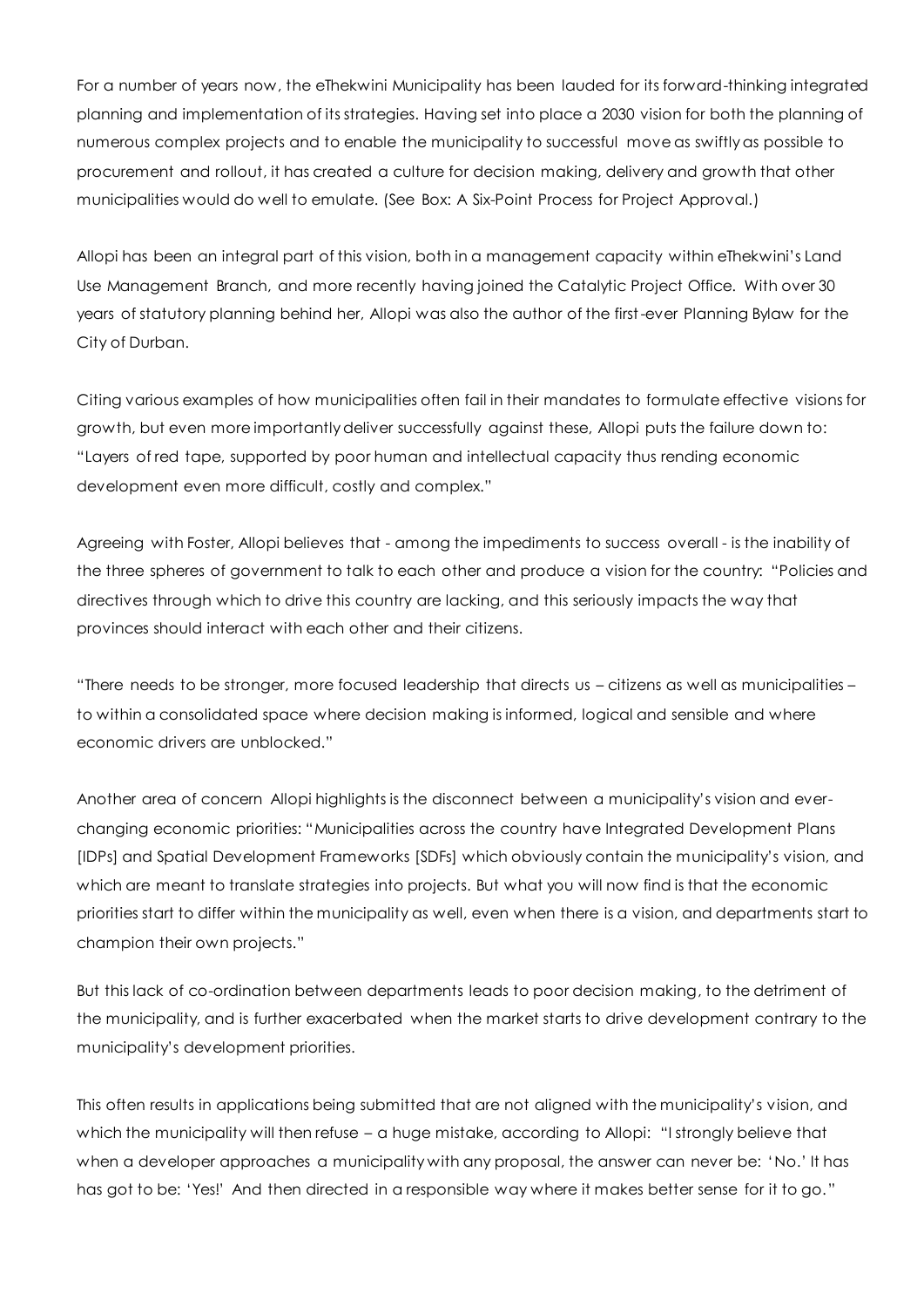For a number of years now, the eThekwini Municipality has been lauded for its forward-thinking integrated planning and implementation of its strategies. Having set into place a 2030 vision for both the planning of numerous complex projects and to enable the municipality to successful move as swiftly as possible to procurement and rollout, it has created a culture for decision making, delivery and growth that other municipalities would do well to emulate. (See Box: A Six-Point Process for Project Approval.)

Allopi has been an integral part of this vision, both in a management capacity within eThekwini's Land Use Management Branch, and more recently having joined the Catalytic Project Office. With over 30 years of statutory planning behind her, Allopi was also the author of the first-ever Planning Bylaw for the City of Durban.

Citing various examples of how municipalities often fail in their mandates to formulate effective visions for growth, but even more importantly deliver successfully against these, Allopi puts the failure down to: "Layers of red tape, supported by poor human and intellectual capacity thus rending economic development even more difficult, costly and complex."

Agreeing with Foster, Allopi believes that - among the impediments to success overall - is the inability of the three spheres of government to talk to each other and produce a vision for the country: "Policies and directives through which to drive this country are lacking, and this seriously impacts the way that provinces should interact with each other and their citizens.

"There needs to be stronger, more focused leadership that directs us – citizens as well as municipalities – to within a consolidated space where decision making is informed, logical and sensible and where economic drivers are unblocked."

Another area of concern Allopi highlights is the disconnect between a municipality's vision and ever-changing economic priorities: "Municipalities across the country have Integrated Development Plans [IDPs] and Spatial Development Frameworks [SDFs] which obviously contain the municipality's vision, and which are meant to translate strategies into projects. But what you will now find is that the economic priorities start to differ within the municipality as well, even when there is a vision, and departments start to champion their own projects."

But this lack of co-ordination between departments leads to poor decision making, to the detriment of the municipality, and is further exacerbated when the market starts to drive development contrary to the municipality's development priorities.

This often results in applications being submitted that are not aligned with the municipality's vision, and which the municipality will then refuse – a huge mistake, according to Allopi: "I strongly believe that when a developer approaches a municipality with any proposal, the answer can never be: 'No.' It has has got to be: 'Yes!' And then directed in a responsible way where it makes better sense for it to go."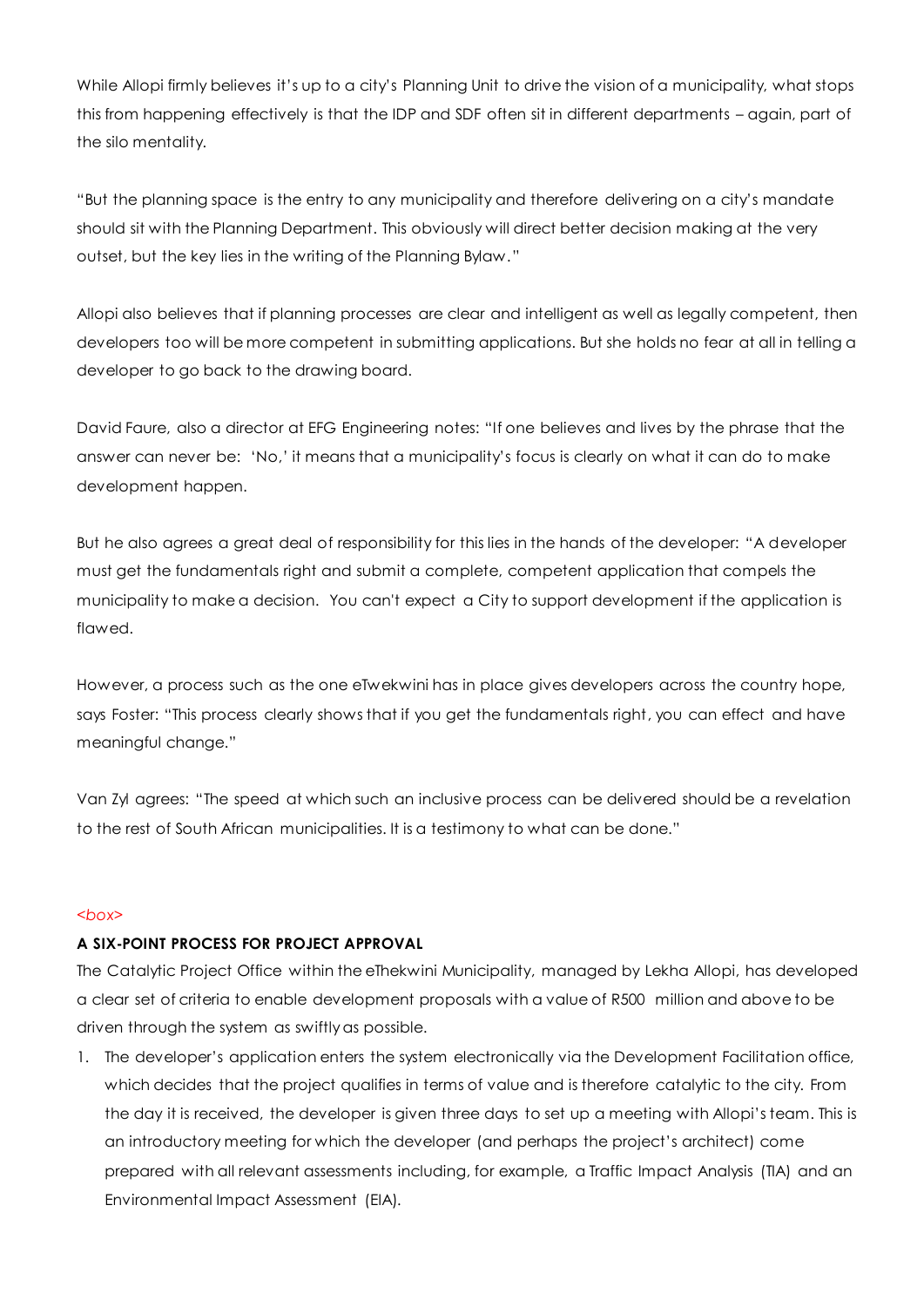While Allopi firmly believes it's up to a city's Planning Unit to drive the vision of a municipality, what stops this from happening effectively is that the IDP and SDF often sit in different departments – again, part of the silo mentality.

"But the planning space is the entry to any municipality and therefore delivering on a city's mandate should sit with the Planning Department. This obviously will direct better decision making at the very outset, but the key lies in the writing of the Planning Bylaw."

Allopi also believes that if planning processes are clear and intelligent as well as legally competent, then developers too will be more competent in submitting applications. But she holds no fear at all in telling a developer to go back to the drawing board.

David Faure, also a director at EFG Engineering notes: "If one believes and lives by the phrase that the answer can never be: 'No,' it means that a municipality's focus is clearly on what it can do to make development happen.

But he also agrees a great deal of responsibility for this lies in the hands of the developer: "A developer must get the fundamentals right and submit a complete, competent application that compels the municipality to make a decision. You can't expect a City to support development if the application is flawed.

However, a process such as the one eTwekwini has in place gives developers across the country hope, says Foster: "This process clearly shows that if you get the fundamentals right, you can effect and have meaningful change."

Van Zyl agrees: "The speed at which such an inclusive process can be delivered should be a revelation to the rest of South African municipalities. It is a testimony to what can be done."

*<box>*

**A SIX-POINT PROCESS FOR PROJECT APPROVAL**

The Catalytic Project Office within the eThekwini Municipality, managed by Lekha Allopi, has developed a clear set of criteria to enable development proposals with a value of R500 million and above to be driven through the system as swiftly as possible.

1. The developer's application enters the system electronically via the Development Facilitation office, which decides that the project qualifies in terms of value and is therefore catalytic to the city. From the day it is received, the developer is given three days to set up a meeting with Allopi's team. This is an introductory meeting for which the developer (and perhaps the project's architect) come prepared with all relevant assessments including, for example, a Traffic Impact Analysis (TIA) and an Environmental Impact Assessment (EIA).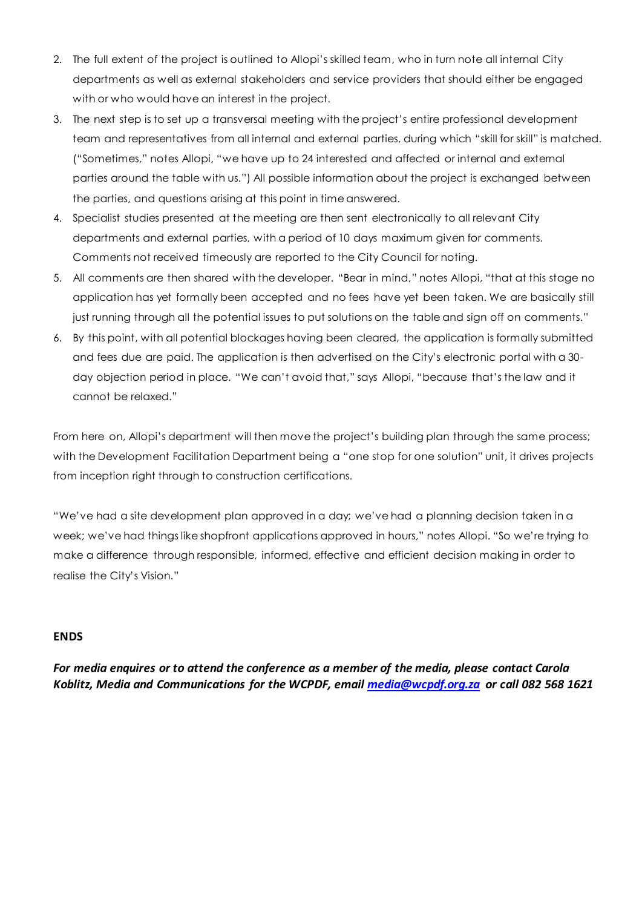2. The full extent of the project is outlined to Allopi's skilled team, who in turn note all internal City departments as well as external stakeholders and service providers that should either be engaged with or who would have an interest in the project.
3. The next step is to set up a transversal meeting with the project's entire professional development team and representatives from all internal and external parties, during which "skill for skill" is matched. ("Sometimes," notes Allopi, "we have up to 24 interested and affected or internal and external parties around the table with us.") All possible information about the project is exchanged between the parties, and questions arising at this point in time answered.
4. Specialist studies presented at the meeting are then sent electronically to all relevant City departments and external parties, with a period of 10 days maximum given for comments. Comments not received timeously are reported to the City Council for noting.
5. All comments are then shared with the developer. "Bear in mind," notes Allopi, "that at this stage no application has yet formally been accepted and no fees have yet been taken. We are basically still just running through all the potential issues to put solutions on the table and sign off on comments."
6. By this point, with all potential blockages having been cleared, the application is formally submitted and fees due are paid. The application is then advertised on the City's electronic portal with a 30-day objection period in place. "We can't avoid that," says Allopi, "because that's the law and it cannot be relaxed."

From here on, Allopi's department will then move the project's building plan through the same process; with the Development Facilitation Department being a "one stop for one solution" unit, it drives projects from inception right through to construction certifications.

"We've had a site development plan approved in a day; we've had a planning decision taken in a week; we've had things like shopfront applications approved in hours," notes Allopi. "So we're trying to make a difference through responsible, informed, effective and efficient decision making in order to realise the City's Vision."

**ENDS**

***For media enquires or to attend the conference as a member of the media, please contact Carola Koblitz, Media and Communications for the WCPDF, email [media@wcpdf.org.za](mailto:media@wcpdf.org.za) or call 082 568 1621***